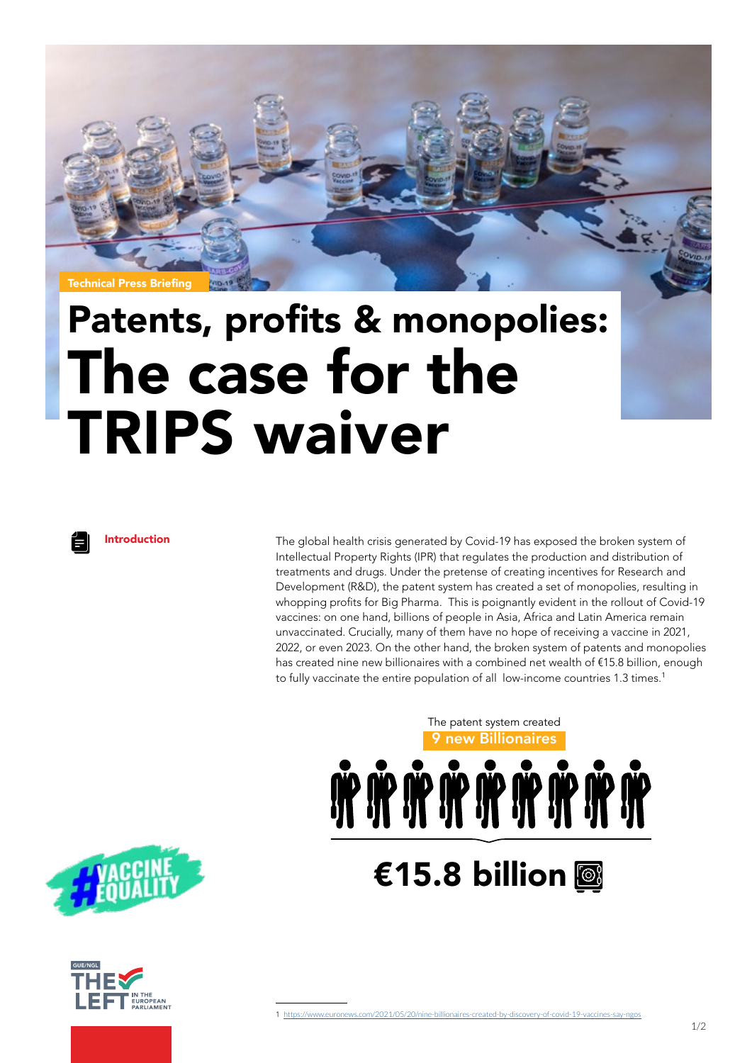Technical Press Briefing

# Patents, profits & monopolies: The case for the TRIPS waiver

## Introduction

The global health crisis generated by Covid-19 has exposed the broken system of Intellectual Property Rights (IPR) that regulates the production and distribution of treatments and drugs. Under the pretense of creating incentives for Research and Development (R&D), the patent system has created a set of monopolies, resulting in whopping profits for Big Pharma. This is poignantly evident in the rollout of Covid-19 vaccines: on one hand, billions of people in Asia, Africa and Latin America remain unvaccinated. Crucially, many of them have no hope of receiving a vaccine in 2021, 2022, or even 2023. On the other hand, the broken system of patents and monopolies has created nine new billionaires with a combined net wealth of €15.8 billion, enough to fully vaccinate the entire population of all low-income countries 1.3 times.[1]

The patent system created **9 new Billionaires**

**€15.8 billion**

#VACCINE EQUALITY

GUE/NGL THE LEFT IN THE EUROPEAN PARLIAMENT

1 https://www.euronews.com/2021/05/20/nine-billionaires-created-by-discovery-of-covid-19-vaccines-say-ngos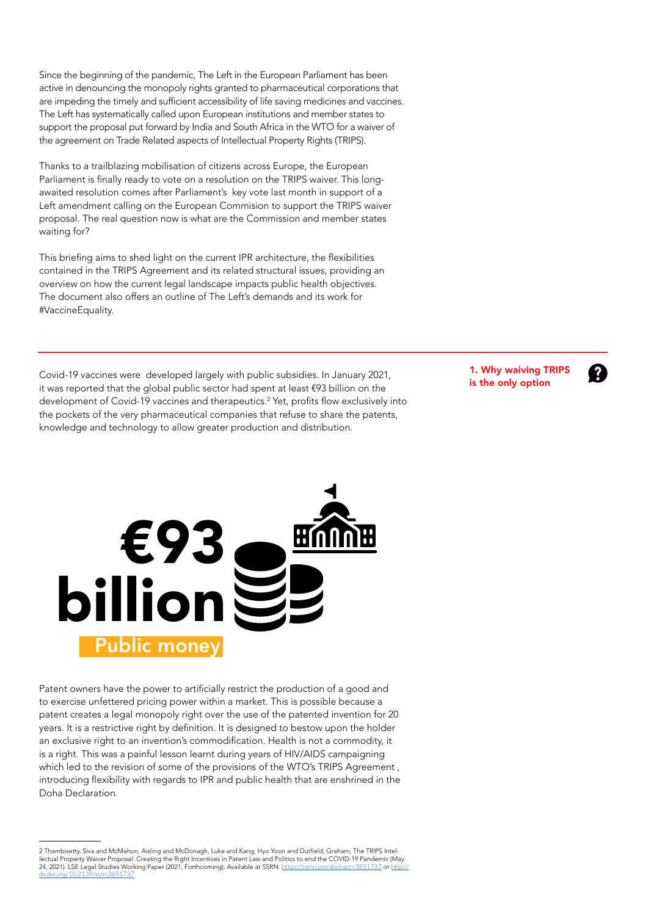Since the beginning of the pandemic, The Left in the European Parliament has been active in denouncing the monopoly rights granted to pharmaceutical corporations that are impeding the timely and sufficient accessibility of life saving medicines and vaccines. The Left has systematically called upon European institutions and member states to support the proposal put forward by India and South Africa in the WTO for a waiver of the agreement on Trade Related aspects of Intellectual Property Rights (TRIPS).

Thanks to a trailblazing mobilisation of citizens across Europe, the European Parliament is finally ready to vote on a resolution on the TRIPS waiver. This long-awaited resolution comes after Parliament's key vote last month in support of a Left amendment calling on the European Commision to support the TRIPS waiver proposal. The real question now is what are the Commission and member states waiting for?

This briefing aims to shed light on the current IPR architecture, the flexibilities contained in the TRIPS Agreement and its related structural issues, providing an overview on how the current legal landscape impacts public health objectives. The document also offers an outline of The Left's demands and its work for #VaccineEquality.

## 1. Why waiving TRIPS is the only option

Covid-19 vaccines were developed largely with public subsidies. In January 2021, it was reported that the global public sector had spent at least €93 billion on the development of Covid-19 vaccines and therapeutics.[2] Yet, profits flow exclusively into the pockets of the very pharmaceutical companies that refuse to share the patents, knowledge and technology to allow greater production and distribution.

**€93 billion**

**Public money**

Patent owners have the power to artificially restrict the production of a good and to exercise unfettered pricing power within a market. This is possible because a patent creates a legal monopoly right over the use of the patented invention for 20 years. It is a restrictive right by definition. It is designed to bestow upon the holder an exclusive right to an invention's commodification. Health is not a commodity, it is a right. This was a painful lesson learnt during years of HIV/AIDS campaigning which led to the revision of some of the provisions of the WTO's TRIPS Agreement , introducing flexibility with regards to IPR and public health that are enshrined in the Doha Declaration.

---

2 Thambisetty, Siva and McMahon, Aisling and McDonagh, Luke and Kang, Hyo Yoon and Dutfield, Graham, The TRIPS Intellectual Property Waiver Proposal: Creating the Right Incentives in Patent Law and Politics to end the COVID-19 Pandemic (May 24, 2021). LSE Legal Studies Working Paper (2021, Forthcoming), Available at SSRN: https://ssrn.com/abstract=3851737 or http://dx.doi.org/10.2139/ssrn.3851737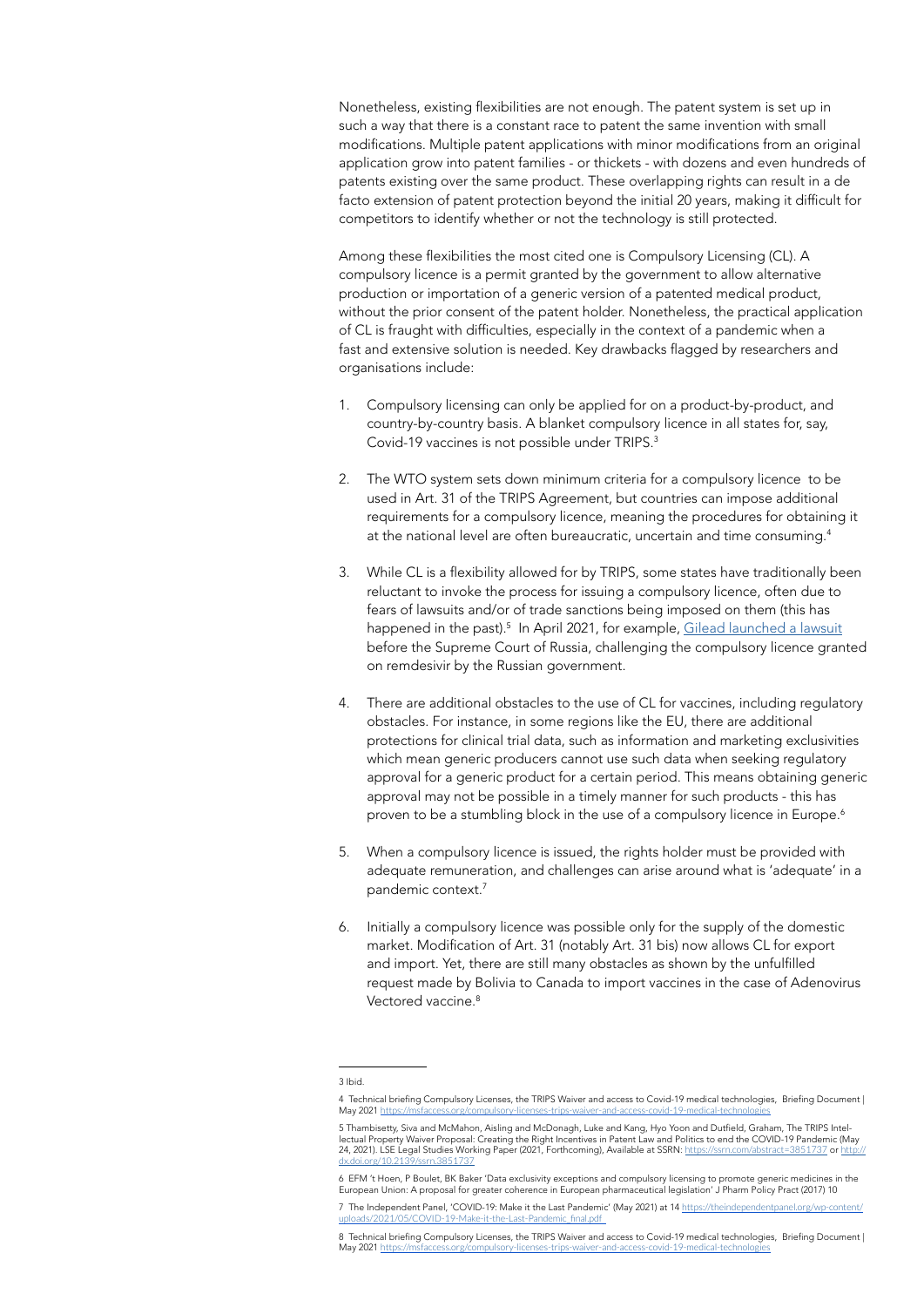Nonetheless, existing flexibilities are not enough. The patent system is set up in such a way that there is a constant race to patent the same invention with small modifications. Multiple patent applications with minor modifications from an original application grow into patent families - or thickets - with dozens and even hundreds of patents existing over the same product. These overlapping rights can result in a de facto extension of patent protection beyond the initial 20 years, making it difficult for competitors to identify whether or not the technology is still protected.

Among these flexibilities the most cited one is Compulsory Licensing (CL). A compulsory licence is a permit granted by the government to allow alternative production or importation of a generic version of a patented medical product, without the prior consent of the patent holder. Nonetheless, the practical application of CL is fraught with difficulties, especially in the context of a pandemic when a fast and extensive solution is needed. Key drawbacks flagged by researchers and organisations include:

1. Compulsory licensing can only be applied for on a product-by-product, and country-by-country basis. A blanket compulsory licence in all states for, say, Covid-19 vaccines is not possible under TRIPS.[3]

2. The WTO system sets down minimum criteria for a compulsory licence to be used in Art. 31 of the TRIPS Agreement, but countries can impose additional requirements for a compulsory licence, meaning the procedures for obtaining it at the national level are often bureaucratic, uncertain and time consuming.[4]

3. While CL is a flexibility allowed for by TRIPS, some states have traditionally been reluctant to invoke the process for issuing a compulsory licence, often due to fears of lawsuits and/or of trade sanctions being imposed on them (this has happened in the past).[5] In April 2021, for example, Gilead launched a lawsuit before the Supreme Court of Russia, challenging the compulsory licence granted on remdesivir by the Russian government.

4. There are additional obstacles to the use of CL for vaccines, including regulatory obstacles. For instance, in some regions like the EU, there are additional protections for clinical trial data, such as information and marketing exclusivities which mean generic producers cannot use such data when seeking regulatory approval for a generic product for a certain period. This means obtaining generic approval may not be possible in a timely manner for such products - this has proven to be a stumbling block in the use of a compulsory licence in Europe.[6]

5. When a compulsory licence is issued, the rights holder must be provided with adequate remuneration, and challenges can arise around what is 'adequate' in a pandemic context.[7]

6. Initially a compulsory licence was possible only for the supply of the domestic market. Modification of Art. 31 (notably Art. 31 bis) now allows CL for export and import. Yet, there are still many obstacles as shown by the unfulfilled request made by Bolivia to Canada to import vaccines in the case of Adenovirus Vectored vaccine.[8]

---

3 Ibid.

4 Technical briefing Compulsory Licenses, the TRIPS Waiver and access to Covid-19 medical technologies, Briefing Document | May 2021 https://msfaccess.org/compulsory-licenses-trips-waiver-and-access-covid-19-medical-technologies

5 Thambisetty, Siva and McMahon, Aisling and McDonagh, Luke and Kang, Hyo Yoon and Dutfield, Graham, The TRIPS Intellectual Property Waiver Proposal: Creating the Right Incentives in Patent Law and Politics to end the COVID-19 Pandemic (May 24, 2021). LSE Legal Studies Working Paper (2021, Forthcoming), Available at SSRN: https://ssrn.com/abstract=3851737 or http://dx.doi.org/10.2139/ssrn.3851737

6 EFM 't Hoen, P Boulet, BK Baker 'Data exclusivity exceptions and compulsory licensing to promote generic medicines in the European Union: A proposal for greater coherence in European pharmaceutical legislation' J Pharm Policy Pract (2017) 10

7 The Independent Panel, 'COVID-19: Make it the Last Pandemic' (May 2021) at 14 https://theindependentpanel.org/wp-content/uploads/2021/05/COVID-19-Make-it-the-Last-Pandemic_final.pdf

8 Technical briefing Compulsory Licenses, the TRIPS Waiver and access to Covid-19 medical technologies, Briefing Document | May 2021 https://msfaccess.org/compulsory-licenses-trips-waiver-and-access-covid-19-medical-technologies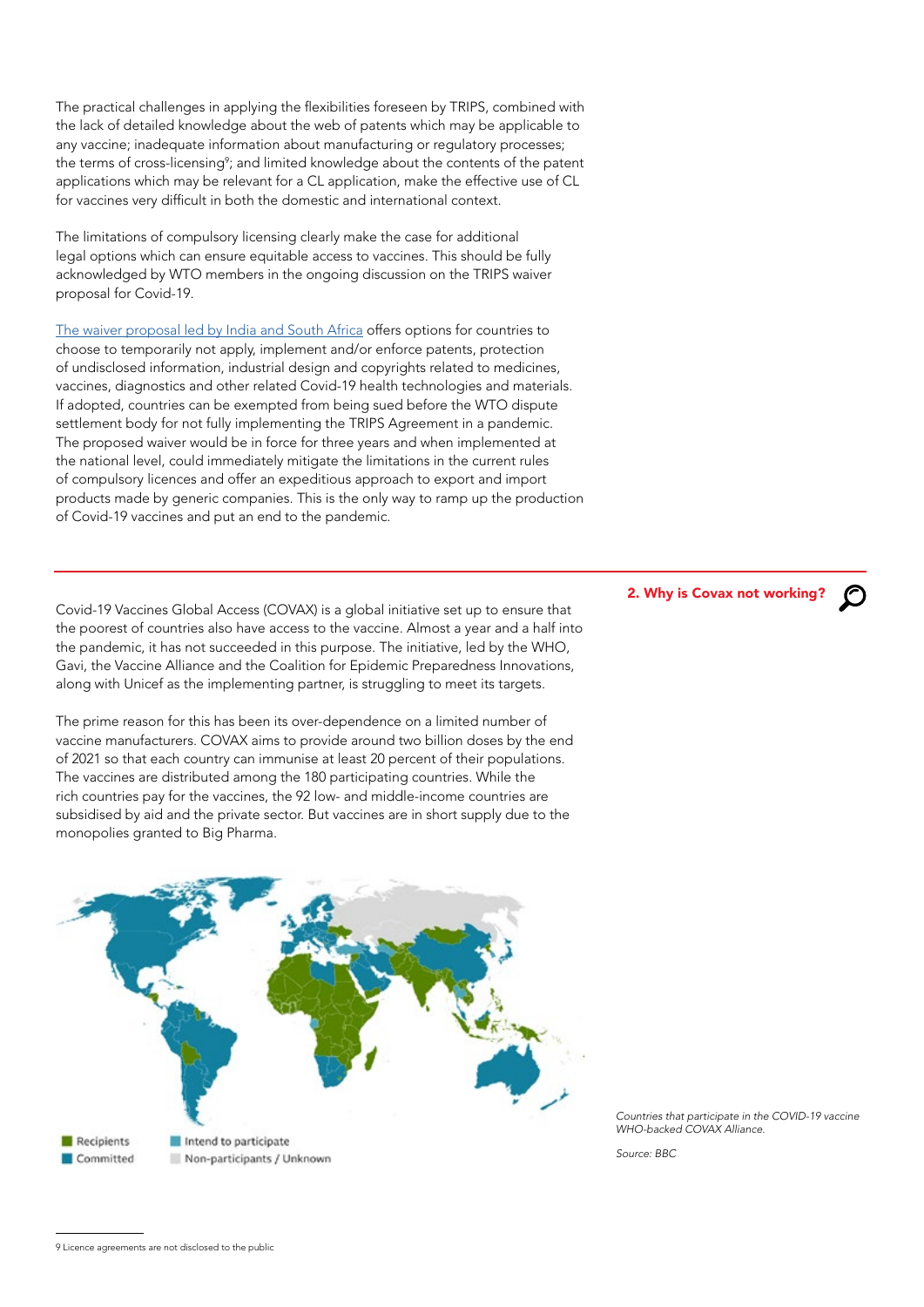The practical challenges in applying the flexibilities foreseen by TRIPS, combined with the lack of detailed knowledge about the web of patents which may be applicable to any vaccine; inadequate information about manufacturing or regulatory processes; the terms of cross-licensing[9]; and limited knowledge about the contents of the patent applications which may be relevant for a CL application, make the effective use of CL for vaccines very difficult in both the domestic and international context.

The limitations of compulsory licensing clearly make the case for additional legal options which can ensure equitable access to vaccines. This should be fully acknowledged by WTO members in the ongoing discussion on the TRIPS waiver proposal for Covid-19.

The waiver proposal led by India and South Africa offers options for countries to choose to temporarily not apply, implement and/or enforce patents, protection of undisclosed information, industrial design and copyrights related to medicines, vaccines, diagnostics and other related Covid-19 health technologies and materials. If adopted, countries can be exempted from being sued before the WTO dispute settlement body for not fully implementing the TRIPS Agreement in a pandemic. The proposed waiver would be in force for three years and when implemented at the national level, could immediately mitigate the limitations in the current rules of compulsory licences and offer an expeditious approach to export and import products made by generic companies. This is the only way to ramp up the production of Covid-19 vaccines and put an end to the pandemic.

## 2. Why is Covax not working?

Covid-19 Vaccines Global Access (COVAX) is a global initiative set up to ensure that the poorest of countries also have access to the vaccine. Almost a year and a half into the pandemic, it has not succeeded in this purpose. The initiative, led by the WHO, Gavi, the Vaccine Alliance and the Coalition for Epidemic Preparedness Innovations, along with Unicef as the implementing partner, is struggling to meet its targets.

The prime reason for this has been its over-dependence on a limited number of vaccine manufacturers. COVAX aims to provide around two billion doses by the end of 2021 so that each country can immunise at least 20 percent of their populations. The vaccines are distributed among the 180 participating countries. While the rich countries pay for the vaccines, the 92 low- and middle-income countries are subsidised by aid and the private sector. But vaccines are in short supply due to the monopolies granted to Big Pharma.

Recipients | Committed | Intend to participate | Non-participants / Unknown

*Countries that participate in the COVID-19 vaccine WHO-backed COVAX Alliance.*

*Source: BBC*

9 Licence agreements are not disclosed to the public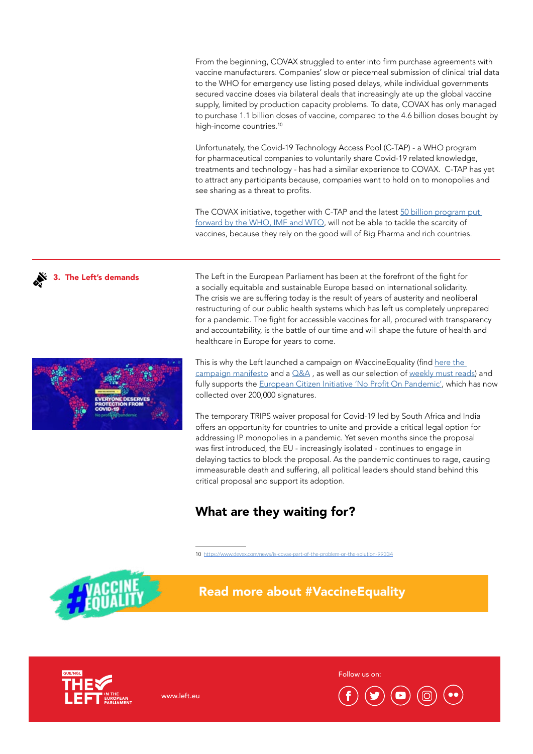From the beginning, COVAX struggled to enter into firm purchase agreements with vaccine manufacturers. Companies' slow or piecemeal submission of clinical trial data to the WHO for emergency use listing posed delays, while individual governments secured vaccine doses via bilateral deals that increasingly ate up the global vaccine supply, limited by production capacity problems. To date, COVAX has only managed to purchase 1.1 billion doses of vaccine, compared to the 4.6 billion doses bought by high-income countries.[10]

Unfortunately, the Covid-19 Technology Access Pool (C-TAP) - a WHO program for pharmaceutical companies to voluntarily share Covid-19 related knowledge, treatments and technology - has had a similar experience to COVAX. C-TAP has yet to attract any participants because, companies want to hold on to monopolies and see sharing as a threat to profits.

The COVAX initiative, together with C-TAP and the latest 50 billion program put forward by the WHO, IMF and WTO, will not be able to tackle the scarcity of vaccines, because they rely on the good will of Big Pharma and rich countries.

## 3. The Left's demands

The Left in the European Parliament has been at the forefront of the fight for a socially equitable and sustainable Europe based on international solidarity. The crisis we are suffering today is the result of years of austerity and neoliberal restructuring of our public health systems which has left us completely unprepared for a pandemic. The fight for accessible vaccines for all, procured with transparency and accountability, is the battle of our time and will shape the future of health and healthcare in Europe for years to come.

This is why the Left launched a campaign on #VaccineEquality (find here the campaign manifesto and a Q&A , as well as our selection of weekly must reads) and fully supports the European Citizen Initiative 'No Profit On Pandemic', which has now collected over 200,000 signatures.

The temporary TRIPS waiver proposal for Covid-19 led by South Africa and India offers an opportunity for countries to unite and provide a critical legal option for addressing IP monopolies in a pandemic. Yet seven months since the proposal was first introduced, the EU - increasingly isolated - continues to engage in delaying tactics to block the proposal. As the pandemic continues to rage, causing immeasurable death and suffering, all political leaders should stand behind this critical proposal and support its adoption.

## What are they waiting for?

10 https://www.devex.com/news/is-covax-part-of-the-problem-or-the-solution-99334

**Read more about #VaccineEquality**

www.left.eu

Follow us on: